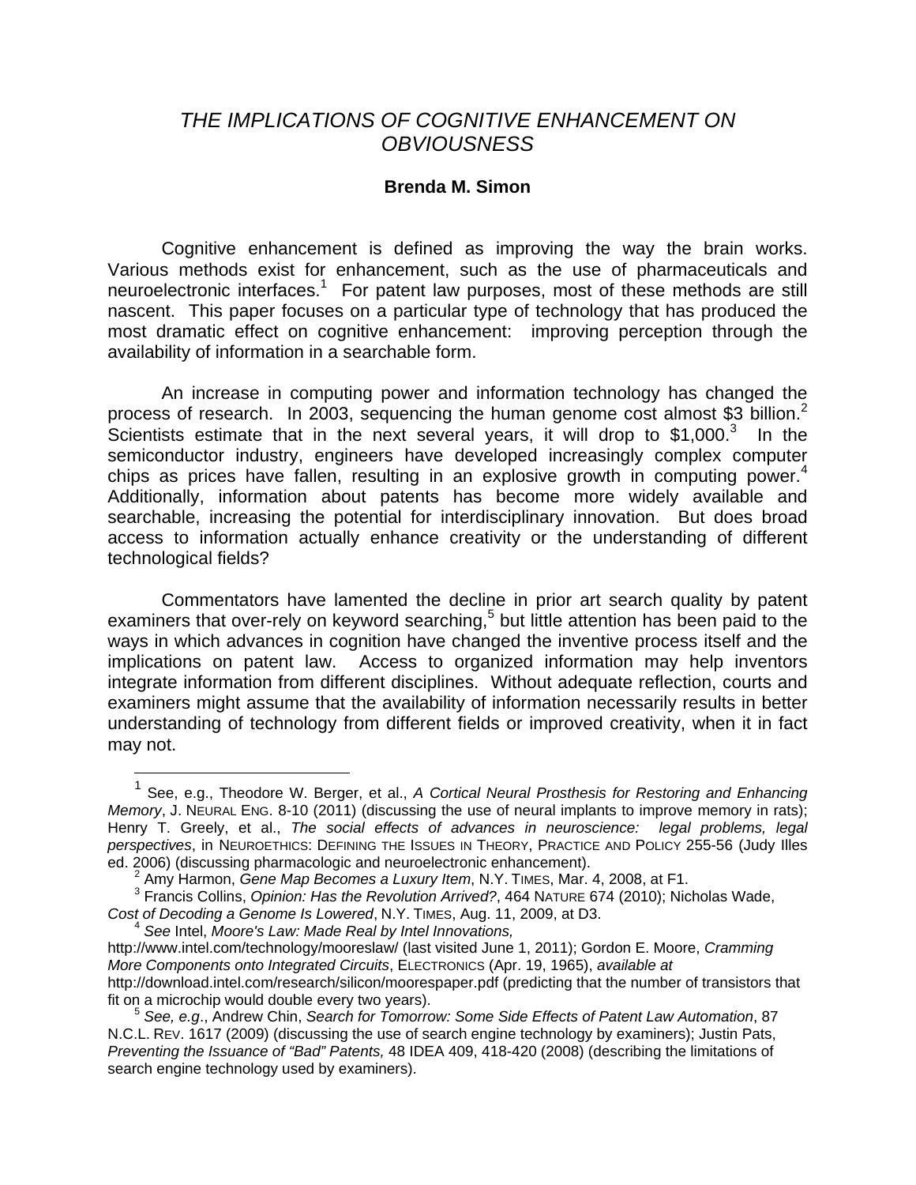# *THE IMPLICATIONS OF COGNITIVE ENHANCEMENT ON OBVIOUSNESS*

**Brenda M. Simon**

Cognitive enhancement is defined as improving the way the brain works. Various methods exist for enhancement, such as the use of pharmaceuticals and neuroelectronic interfaces.[1] For patent law purposes, most of these methods are still nascent. This paper focuses on a particular type of technology that has produced the most dramatic effect on cognitive enhancement: improving perception through the availability of information in a searchable form.

An increase in computing power and information technology has changed the process of research. In 2003, sequencing the human genome cost almost $3 billion.[2] Scientists estimate that in the next several years, it will drop to $1,000.[3] In the semiconductor industry, engineers have developed increasingly complex computer chips as prices have fallen, resulting in an explosive growth in computing power.[4] Additionally, information about patents has become more widely available and searchable, increasing the potential for interdisciplinary innovation. But does broad access to information actually enhance creativity or the understanding of different technological fields?

Commentators have lamented the decline in prior art search quality by patent examiners that over-rely on keyword searching,[5] but little attention has been paid to the ways in which advances in cognition have changed the inventive process itself and the implications on patent law. Access to organized information may help inventors integrate information from different disciplines. Without adequate reflection, courts and examiners might assume that the availability of information necessarily results in better understanding of technology from different fields or improved creativity, when it in fact may not.

---

[1] See, e.g., Theodore W. Berger, et al., *A Cortical Neural Prosthesis for Restoring and Enhancing Memory*, J. NEURAL ENG. 8-10 (2011) (discussing the use of neural implants to improve memory in rats); Henry T. Greely, et al., *The social effects of advances in neuroscience: legal problems, legal perspectives*, in NEUROETHICS: DEFINING THE ISSUES IN THEORY, PRACTICE AND POLICY 255-56 (Judy Illes ed. 2006) (discussing pharmacologic and neuroelectronic enhancement).

[2] Amy Harmon, *Gene Map Becomes a Luxury Item*, N.Y. TIMES, Mar. 4, 2008, at F1.

[3] Francis Collins, *Opinion: Has the Revolution Arrived?*, 464 NATURE 674 (2010); Nicholas Wade, *Cost of Decoding a Genome Is Lowered*, N.Y. TIMES, Aug. 11, 2009, at D3.

[4] *See* Intel, *Moore's Law: Made Real by Intel Innovations,* http://www.intel.com/technology/mooreslaw/ (last visited June 1, 2011); Gordon E. Moore, *Cramming More Components onto Integrated Circuits*, ELECTRONICS (Apr. 19, 1965), *available at* http://download.intel.com/research/silicon/moorespaper.pdf (predicting that the number of transistors that fit on a microchip would double every two years).

[5] *See, e.g*., Andrew Chin, *Search for Tomorrow: Some Side Effects of Patent Law Automation*, 87 N.C.L. REV. 1617 (2009) (discussing the use of search engine technology by examiners); Justin Pats, *Preventing the Issuance of "Bad" Patents,* 48 IDEA 409, 418-420 (2008) (describing the limitations of search engine technology used by examiners).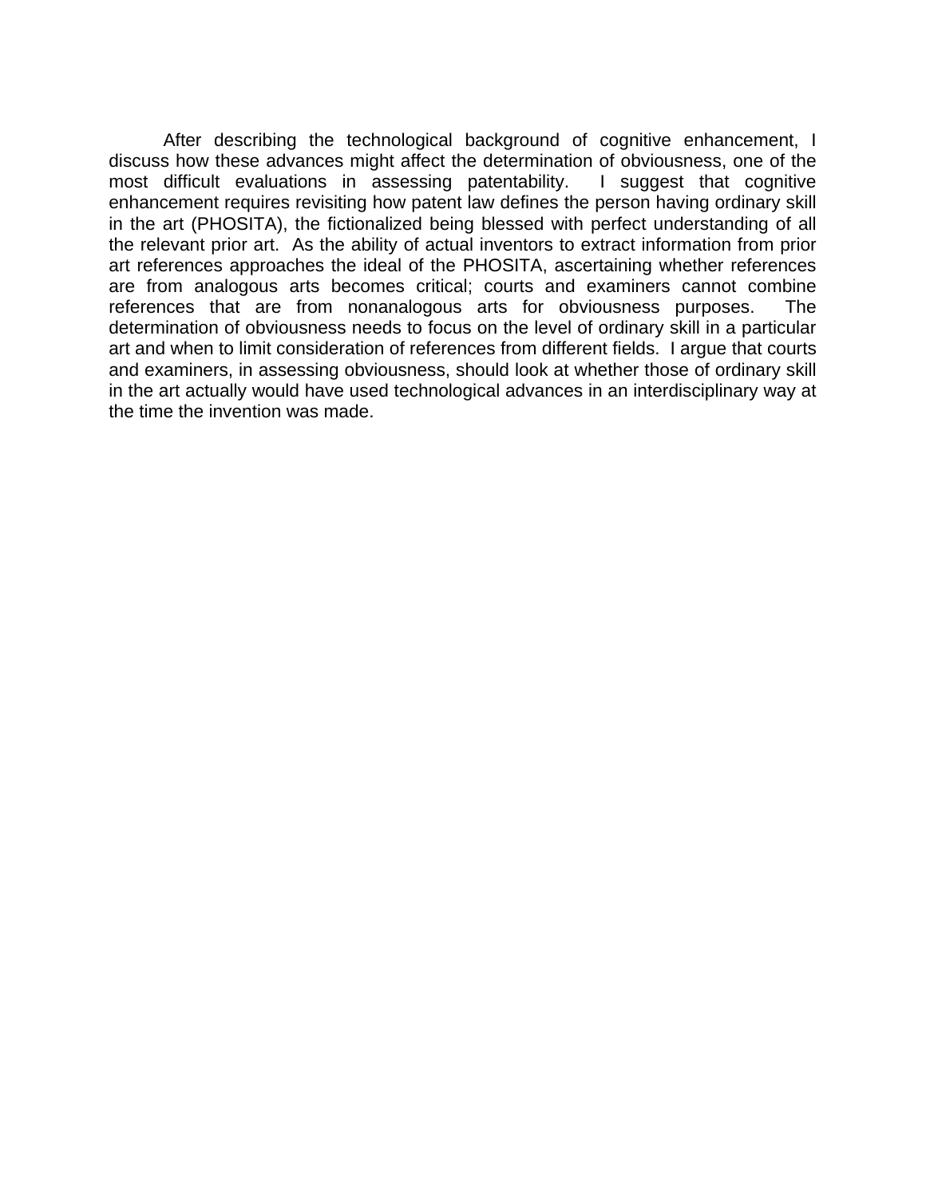After describing the technological background of cognitive enhancement, I discuss how these advances might affect the determination of obviousness, one of the most difficult evaluations in assessing patentability. I suggest that cognitive enhancement requires revisiting how patent law defines the person having ordinary skill in the art (PHOSITA), the fictionalized being blessed with perfect understanding of all the relevant prior art. As the ability of actual inventors to extract information from prior art references approaches the ideal of the PHOSITA, ascertaining whether references are from analogous arts becomes critical; courts and examiners cannot combine references that are from nonanalogous arts for obviousness purposes. The determination of obviousness needs to focus on the level of ordinary skill in a particular art and when to limit consideration of references from different fields. I argue that courts and examiners, in assessing obviousness, should look at whether those of ordinary skill in the art actually would have used technological advances in an interdisciplinary way at the time the invention was made.